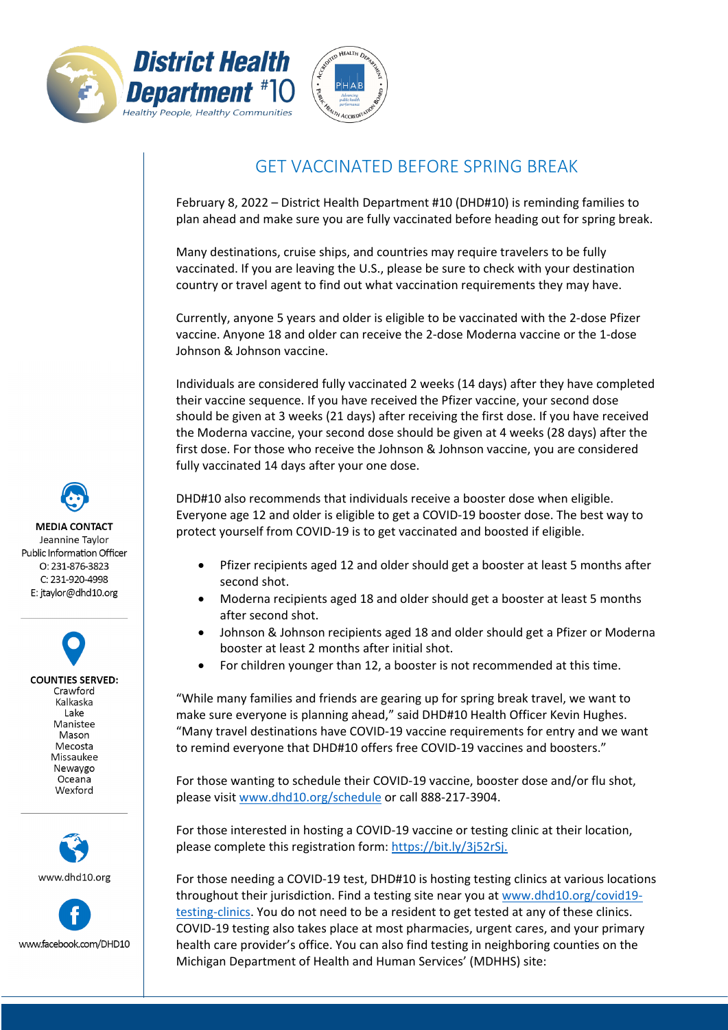District Health Department #10
Healthy People, Healthy Communities

# GET VACCINATED BEFORE SPRING BREAK

February 8, 2022 – District Health Department #10 (DHD#10) is reminding families to plan ahead and make sure you are fully vaccinated before heading out for spring break.

Many destinations, cruise ships, and countries may require travelers to be fully vaccinated. If you are leaving the U.S., please be sure to check with your destination country or travel agent to find out what vaccination requirements they may have.

Currently, anyone 5 years and older is eligible to be vaccinated with the 2-dose Pfizer vaccine. Anyone 18 and older can receive the 2-dose Moderna vaccine or the 1-dose Johnson & Johnson vaccine.

Individuals are considered fully vaccinated 2 weeks (14 days) after they have completed their vaccine sequence. If you have received the Pfizer vaccine, your second dose should be given at 3 weeks (21 days) after receiving the first dose. If you have received the Moderna vaccine, your second dose should be given at 4 weeks (28 days) after the first dose. For those who receive the Johnson & Johnson vaccine, you are considered fully vaccinated 14 days after your one dose.

DHD#10 also recommends that individuals receive a booster dose when eligible. Everyone age 12 and older is eligible to get a COVID-19 booster dose. The best way to protect yourself from COVID-19 is to get vaccinated and boosted if eligible.

- Pfizer recipients aged 12 and older should get a booster at least 5 months after second shot.
- Moderna recipients aged 18 and older should get a booster at least 5 months after second shot.
- Johnson & Johnson recipients aged 18 and older should get a Pfizer or Moderna booster at least 2 months after initial shot.
- For children younger than 12, a booster is not recommended at this time.

"While many families and friends are gearing up for spring break travel, we want to make sure everyone is planning ahead," said DHD#10 Health Officer Kevin Hughes. "Many travel destinations have COVID-19 vaccine requirements for entry and we want to remind everyone that DHD#10 offers free COVID-19 vaccines and boosters."

For those wanting to schedule their COVID-19 vaccine, booster dose and/or flu shot, please visit www.dhd10.org/schedule or call 888-217-3904.

For those interested in hosting a COVID-19 vaccine or testing clinic at their location, please complete this registration form: https://bit.ly/3j52rSj.

For those needing a COVID-19 test, DHD#10 is hosting testing clinics at various locations throughout their jurisdiction. Find a testing site near you at www.dhd10.org/covid19-testing-clinics. You do not need to be a resident to get tested at any of these clinics. COVID-19 testing also takes place at most pharmacies, urgent cares, and your primary health care provider's office. You can also find testing in neighboring counties on the Michigan Department of Health and Human Services' (MDHHS) site:

**MEDIA CONTACT**
Jeannine Taylor
Public Information Officer
O: 231-876-3823
C: 231-920-4998
E: jtaylor@dhd10.org

**COUNTIES SERVED:**
Crawford
Kalkaska
Lake
Manistee
Mason
Mecosta
Missaukee
Newaygo
Oceana
Wexford

www.dhd10.org

www.facebook.com/DHD10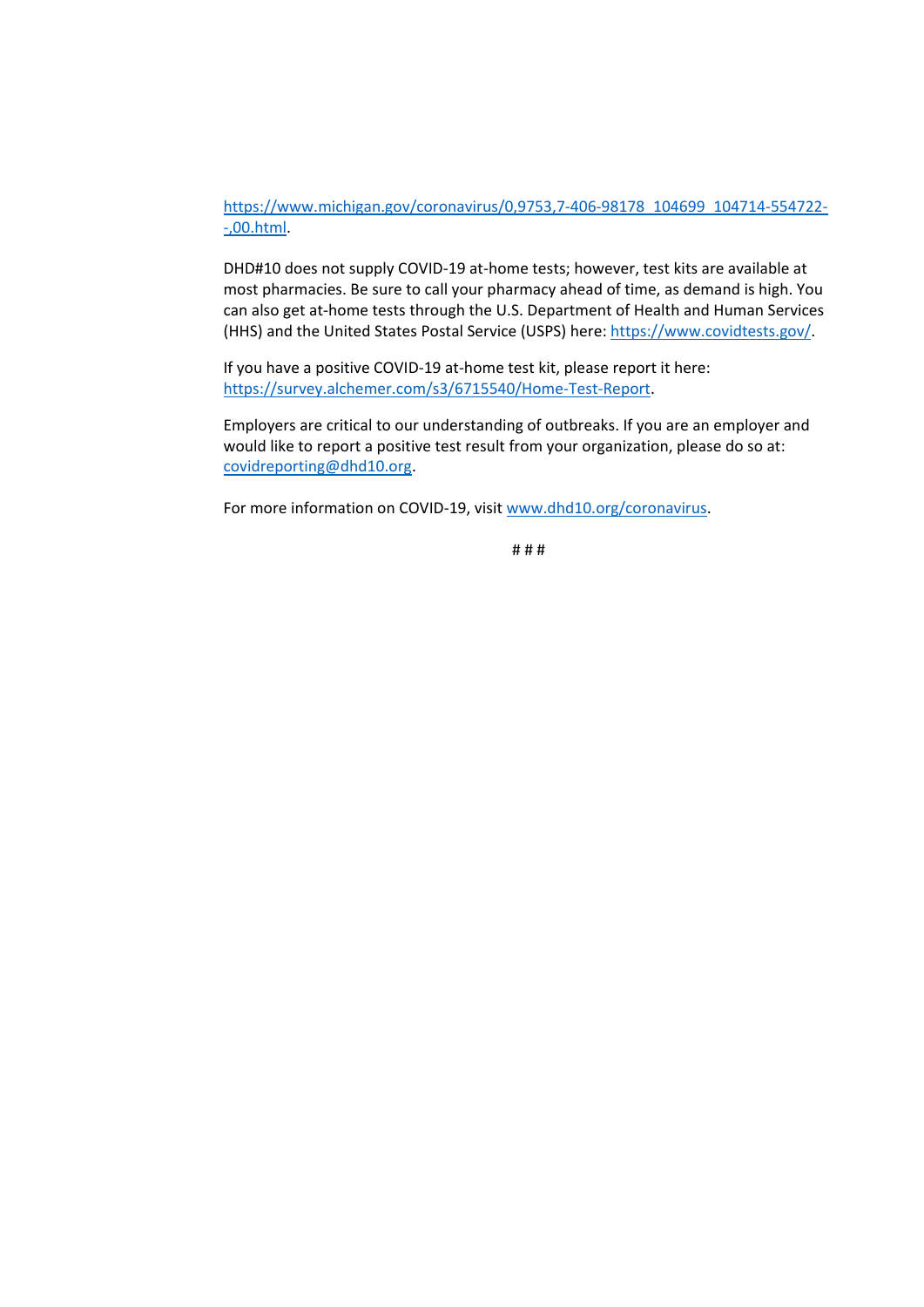https://www.michigan.gov/coronavirus/0,9753,7-406-98178_104699_104714-554722--,00.html.

DHD#10 does not supply COVID-19 at-home tests; however, test kits are available at most pharmacies. Be sure to call your pharmacy ahead of time, as demand is high. You can also get at-home tests through the U.S. Department of Health and Human Services (HHS) and the United States Postal Service (USPS) here: https://www.covidtests.gov/.

If you have a positive COVID-19 at-home test kit, please report it here: https://survey.alchemer.com/s3/6715540/Home-Test-Report.

Employers are critical to our understanding of outbreaks. If you are an employer and would like to report a positive test result from your organization, please do so at: covidreporting@dhd10.org.

For more information on COVID-19, visit www.dhd10.org/coronavirus.

# # #